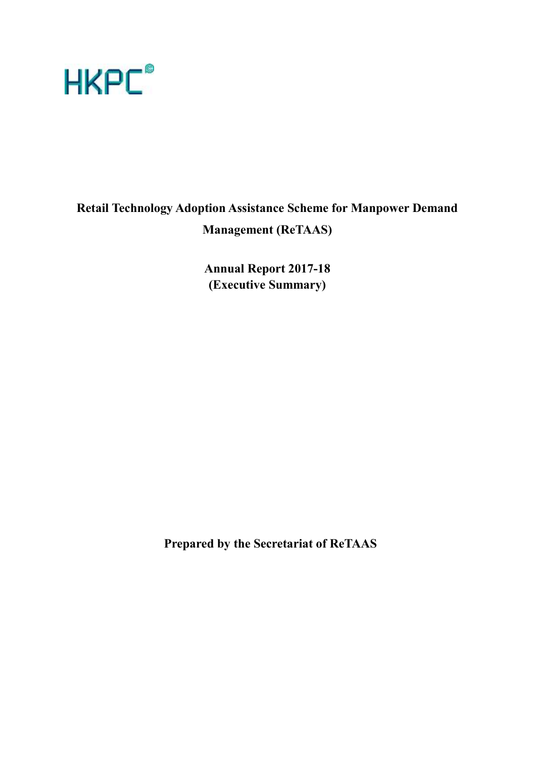HKPC

# Retail Technology Adoption Assistance Scheme for Manpower Demand Management (ReTAAS)

## Annual Report 2017-18
## (Executive Summary)

**Prepared by the Secretariat of ReTAAS**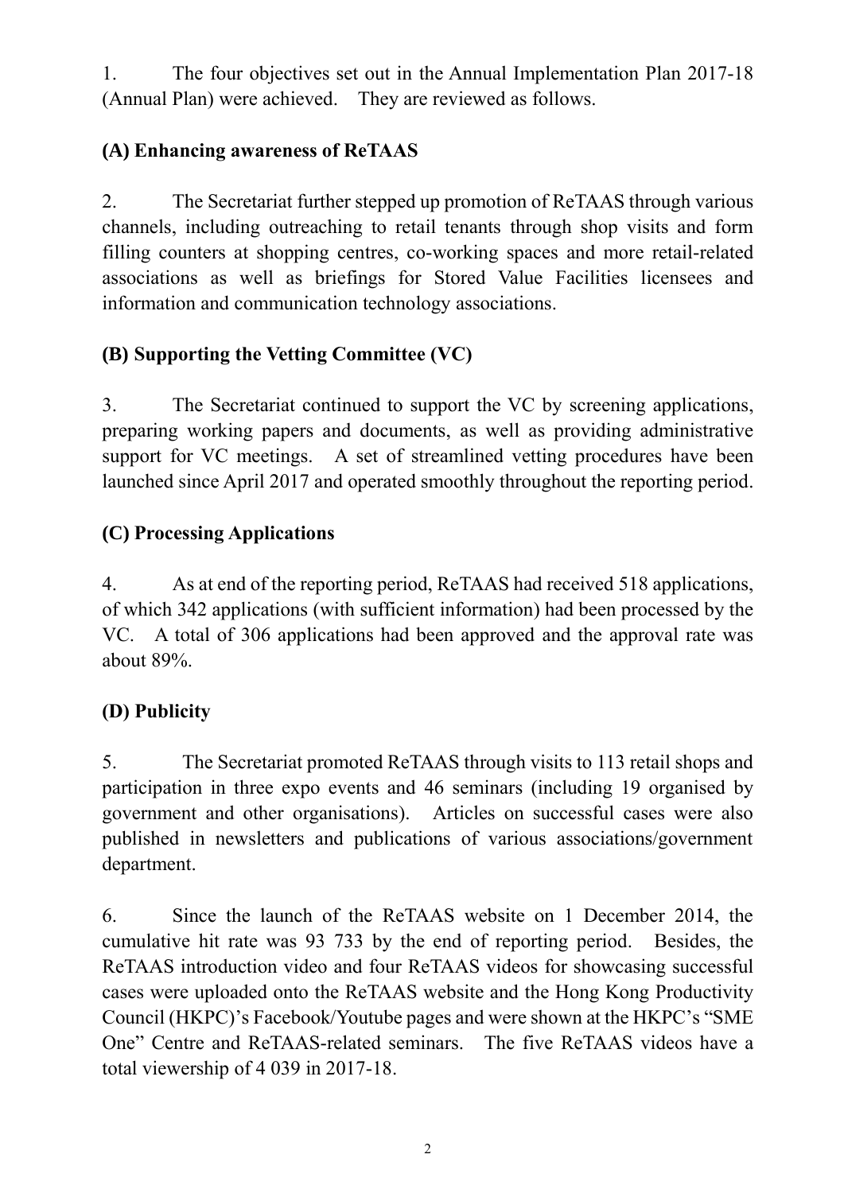1. The four objectives set out in the Annual Implementation Plan 2017-18 (Annual Plan) were achieved. They are reviewed as follows.

**(A) Enhancing awareness of ReTAAS**

2. The Secretariat further stepped up promotion of ReTAAS through various channels, including outreaching to retail tenants through shop visits and form filling counters at shopping centres, co-working spaces and more retail-related associations as well as briefings for Stored Value Facilities licensees and information and communication technology associations.

**(B) Supporting the Vetting Committee (VC)**

3. The Secretariat continued to support the VC by screening applications, preparing working papers and documents, as well as providing administrative support for VC meetings. A set of streamlined vetting procedures have been launched since April 2017 and operated smoothly throughout the reporting period.

**(C) Processing Applications**

4. As at end of the reporting period, ReTAAS had received 518 applications, of which 342 applications (with sufficient information) had been processed by the VC. A total of 306 applications had been approved and the approval rate was about 89%.

**(D) Publicity**

5. The Secretariat promoted ReTAAS through visits to 113 retail shops and participation in three expo events and 46 seminars (including 19 organised by government and other organisations). Articles on successful cases were also published in newsletters and publications of various associations/government department.

6. Since the launch of the ReTAAS website on 1 December 2014, the cumulative hit rate was 93 733 by the end of reporting period. Besides, the ReTAAS introduction video and four ReTAAS videos for showcasing successful cases were uploaded onto the ReTAAS website and the Hong Kong Productivity Council (HKPC)'s Facebook/Youtube pages and were shown at the HKPC's "SME One" Centre and ReTAAS-related seminars. The five ReTAAS videos have a total viewership of 4 039 in 2017-18.